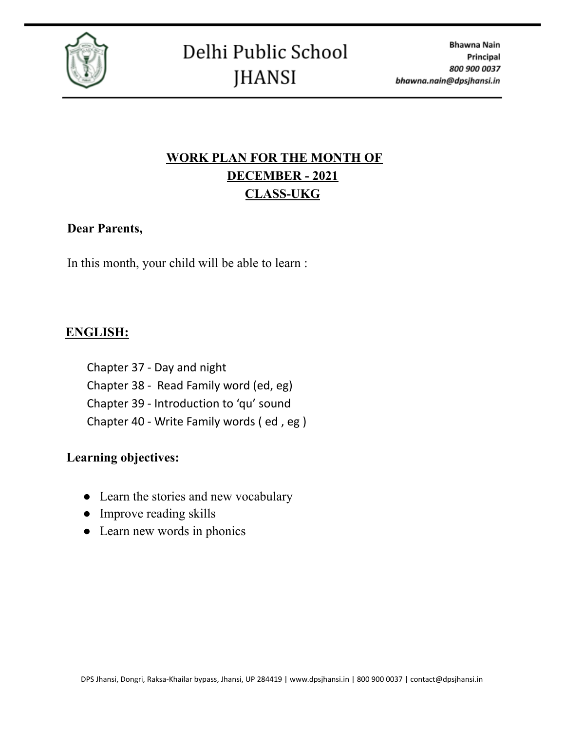# Delhi Public School JHANSI

Bhawna Nain
Principal
800 900 0037
bhawna.nain@dpsjhansi.in

## WORK PLAN FOR THE MONTH OF DECEMBER - 2021 CLASS-UKG

**Dear Parents,**

In this month, your child will be able to learn :

### ENGLISH:

Chapter 37 - Day and night
Chapter 38 - Read Family word (ed, eg)
Chapter 39 - Introduction to 'qu' sound
Chapter 40 - Write Family words ( ed , eg )

**Learning objectives:**

- Learn the stories and new vocabulary
- Improve reading skills
- Learn new words in phonics

DPS Jhansi, Dongri, Raksa-Khailar bypass, Jhansi, UP 284419 | www.dpsjhansi.in | 800 900 0037 | contact@dpsjhansi.in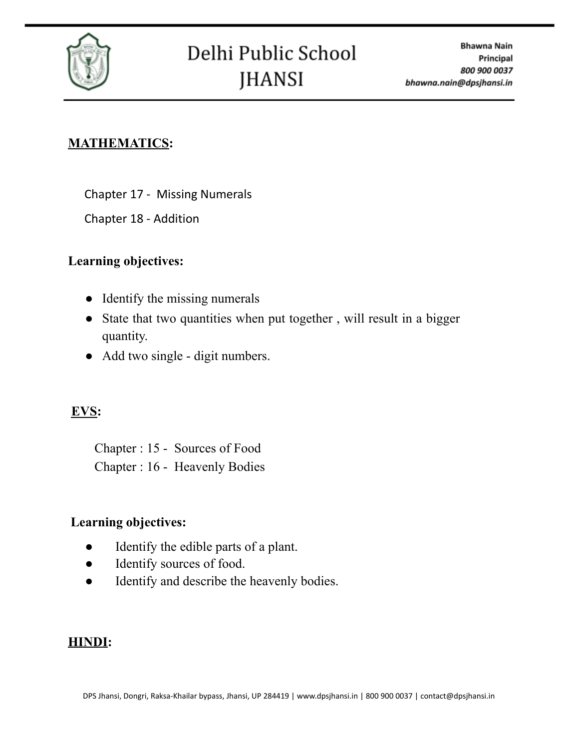**MATHEMATICS:**

Chapter 17 - Missing Numerals

Chapter 18 - Addition

**Learning objectives:**

- Identify the missing numerals
- State that two quantities when put together , will result in a bigger quantity.
- Add two single - digit numbers.

**EVS:**

Chapter : 15 - Sources of Food

Chapter : 16 - Heavenly Bodies

**Learning objectives:**

- Identify the edible parts of a plant.
- Identify sources of food.
- Identify and describe the heavenly bodies.

**HINDI:**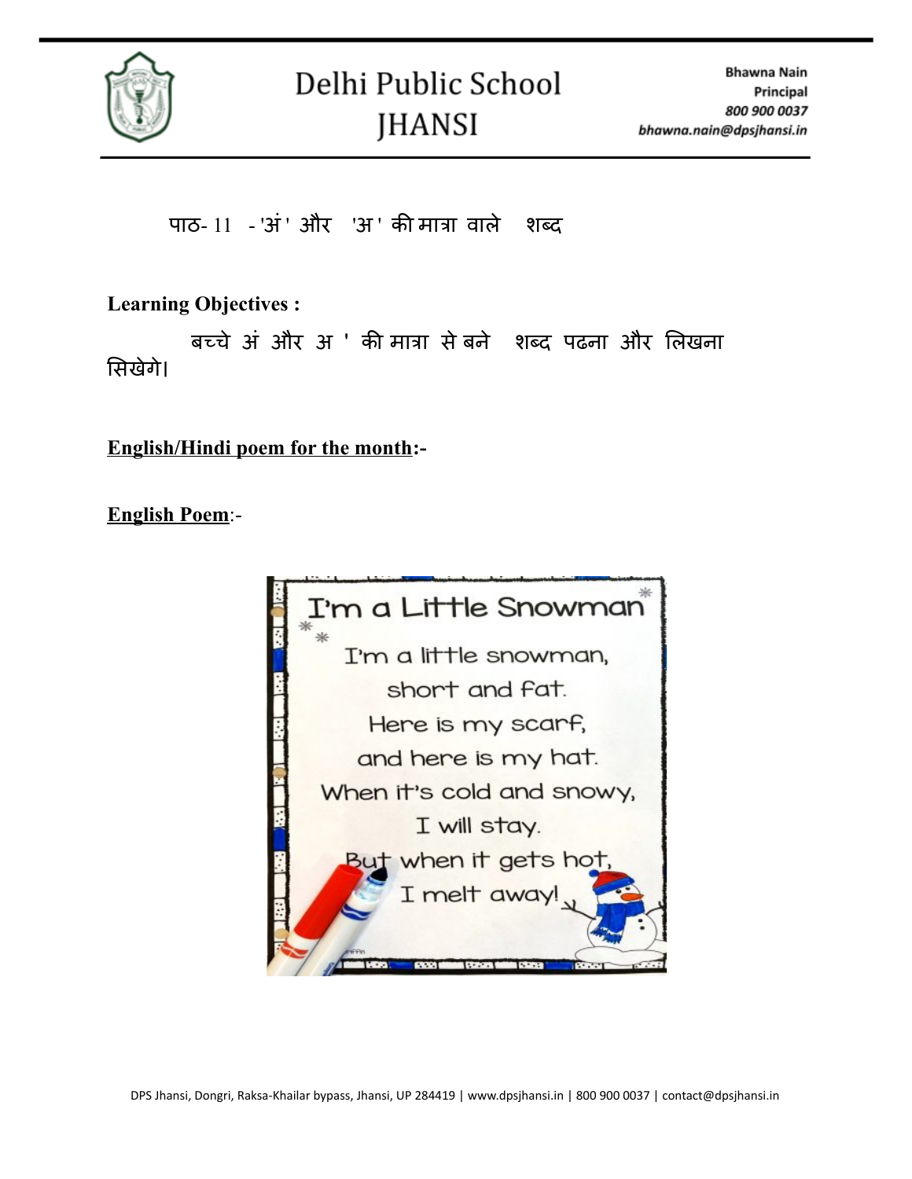पाठ- 11 - 'अं ' और 'अ ' की मात्रा वाले शब्द

**Learning Objectives :**

बच्चे अं और अ ' की मात्रा से बने शब्द पढना और लिखना सिखेगे।

**<u>English/Hindi poem for the month</u>:-**

**<u>English Poem</u>**:-

I'm a Little Snowman

I'm a little snowman,
short and fat.
Here is my scarf,
and here is my hat.
When it's cold and snowy,
I will stay.
But when it gets hot,
I melt away!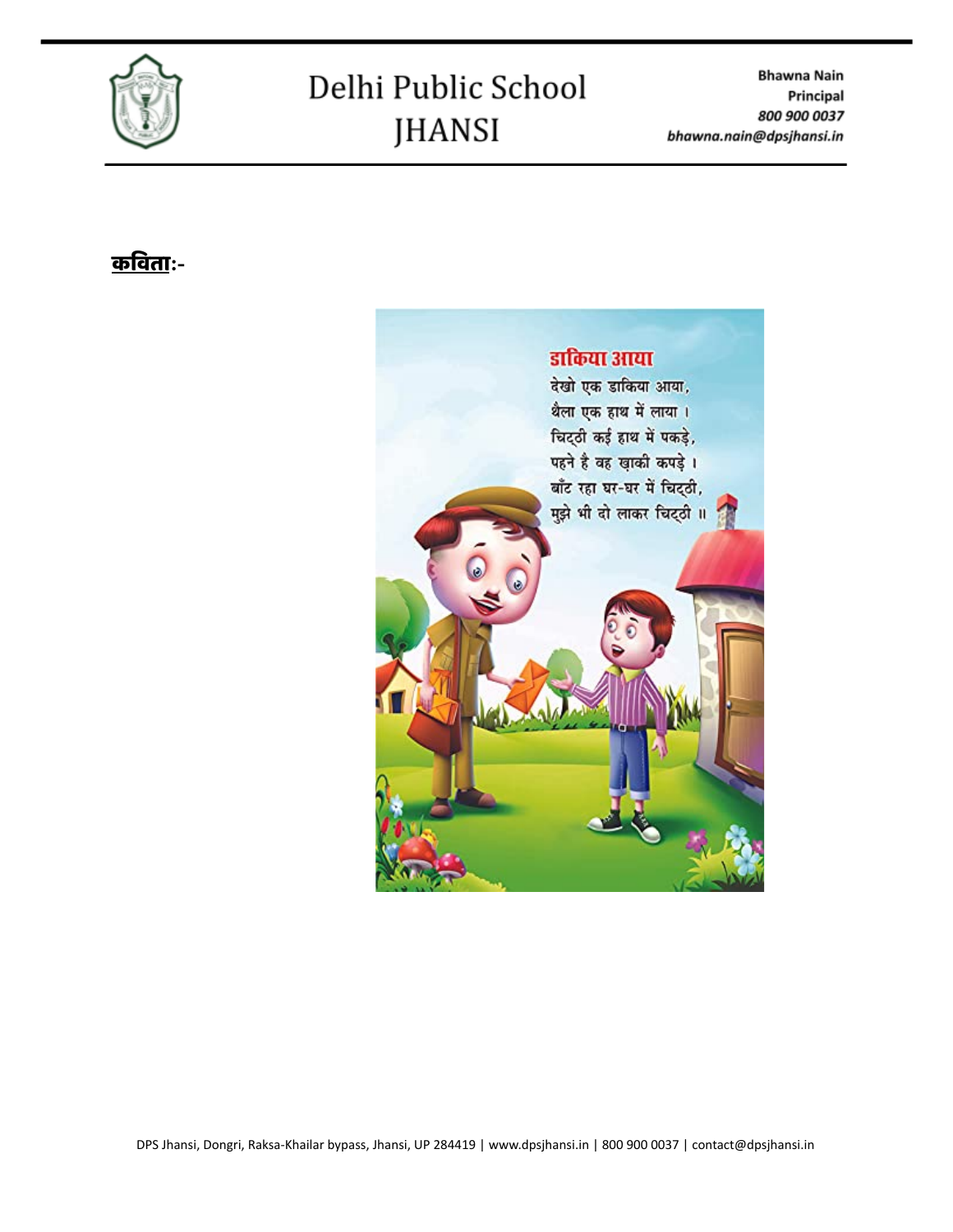**कविता:-**

## डाकिया आया

देखो एक डाकिया आया,
थैला एक हाथ में लाया।
चिट्ठी कई हाथ में पकड़े,
पहने है वह ख़ाकी कपड़े।
बाँट रहा घर-घर में चिट्ठी,
मुझे भी दो लाकर चिट्ठी॥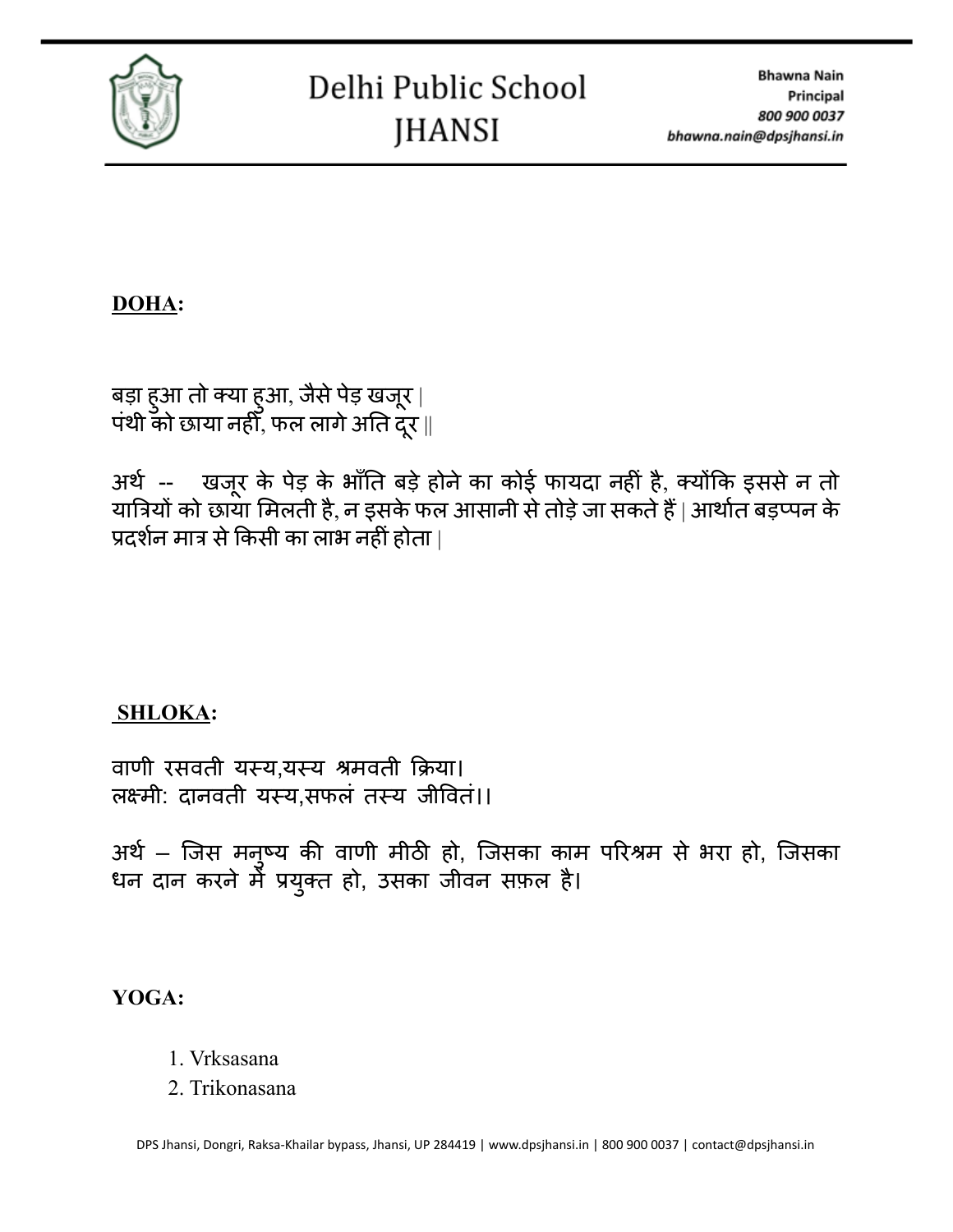**<u>DOHA</u>:**

बड़ा हुआ तो क्या हुआ, जैसे पेड़ खजूर |
पंथी को छाया नहीं, फल लागे अति दूर ||

अर्थ -- खजूर के पेड़ के भाँति बड़े होने का कोई फायदा नहीं है, क्योंकि इससे न तो यात्रियों को छाया मिलती है, न इसके फल आसानी से तोड़े जा सकते हैं | आर्थात बड़प्पन के प्रदर्शन मात्र से किसी का लाभ नहीं होता |

**<u>SHLOKA</u>:**

वाणी रसवती यस्य,यस्य श्रमवती क्रिया।
लक्ष्मी: दानवती यस्य,सफलं तस्य जीवितं।।

अर्थ – जिस मनुष्य की वाणी मीठी हो, जिसका काम परिश्रम से भरा हो, जिसका धन दान करने में प्रयुक्त हो, उसका जीवन सफ़ल है।

**YOGA:**

1. Vrksasana
2. Trikonasana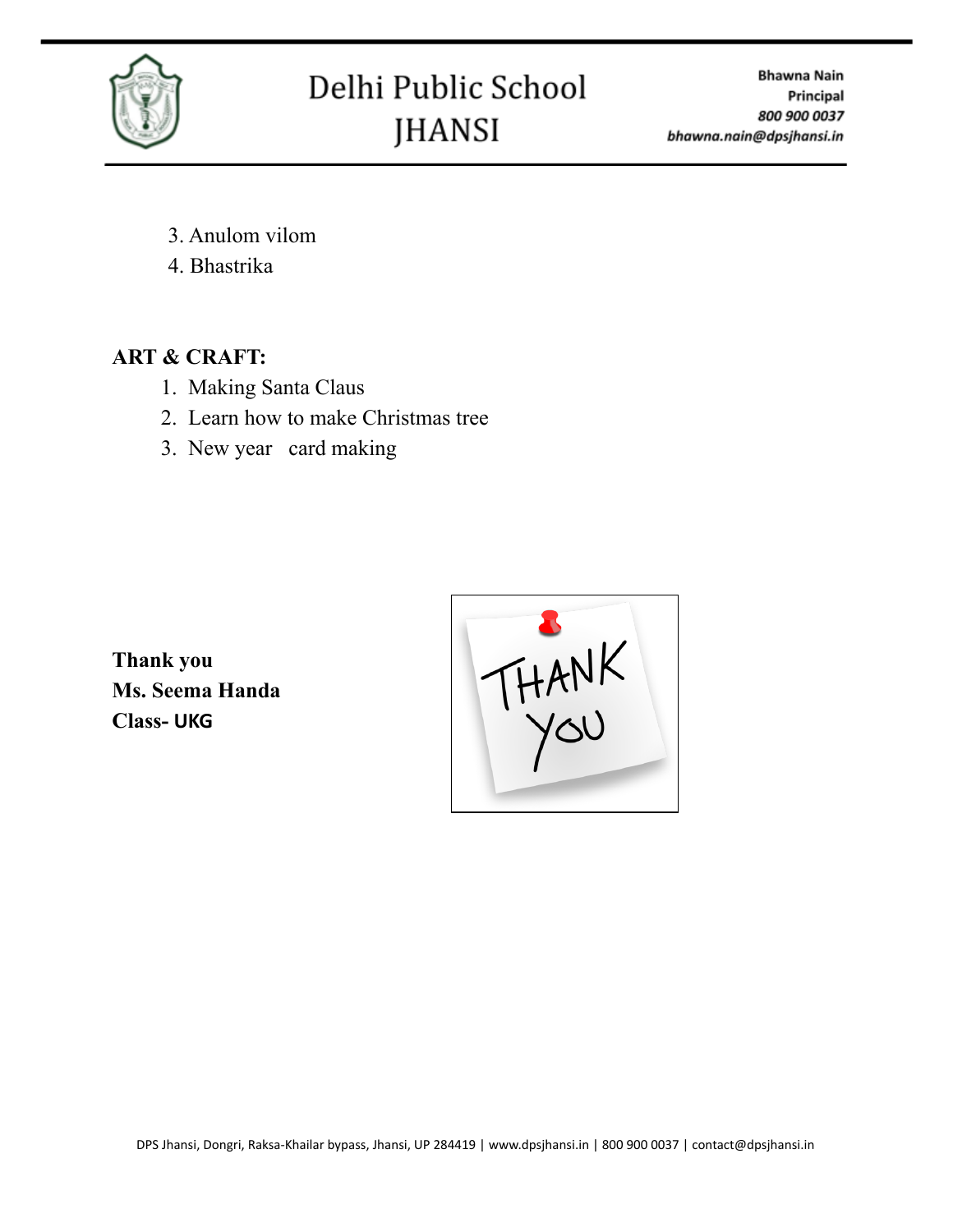3. Anulom vilom
4. Bhastrika

**ART & CRAFT:**

1. Making Santa Claus
2. Learn how to make Christmas tree
3. New year card making

**Thank you**
**Ms. Seema Handa**
**Class- UKG**